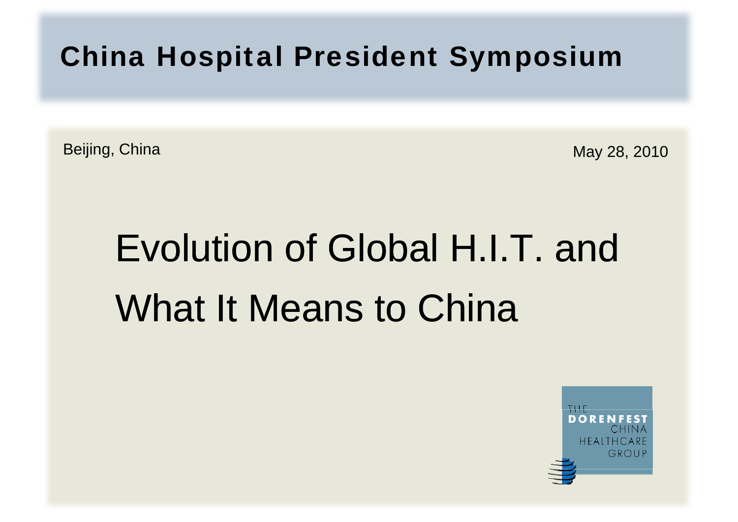## China Hospital President Symposium

Beijing, China

May 28, 2010

# Evolution of Global H.I.T. and What It Means to China

THE DORENFEST CHINA HEALTHCARE GROUP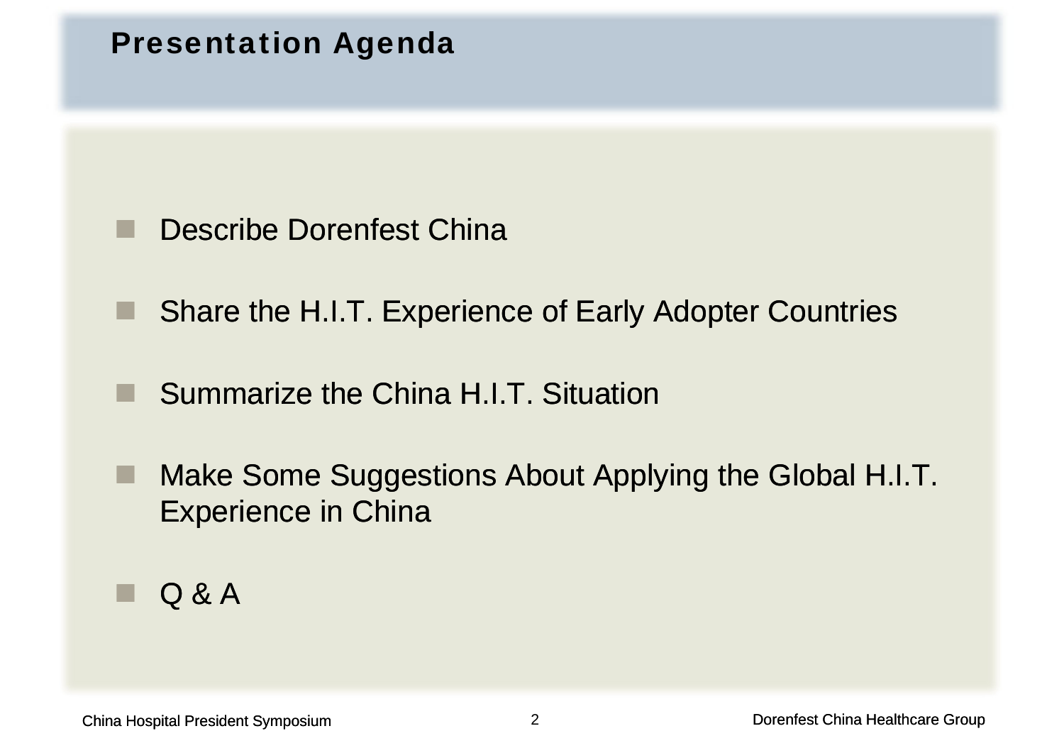# Presentation Agenda

- Describe Dorenfest China
- Share the H.I.T. Experience of Early Adopter Countries
- Summarize the China H.I.T. Situation
- Make Some Suggestions About Applying the Global H.I.T. Experience in China
- Q & A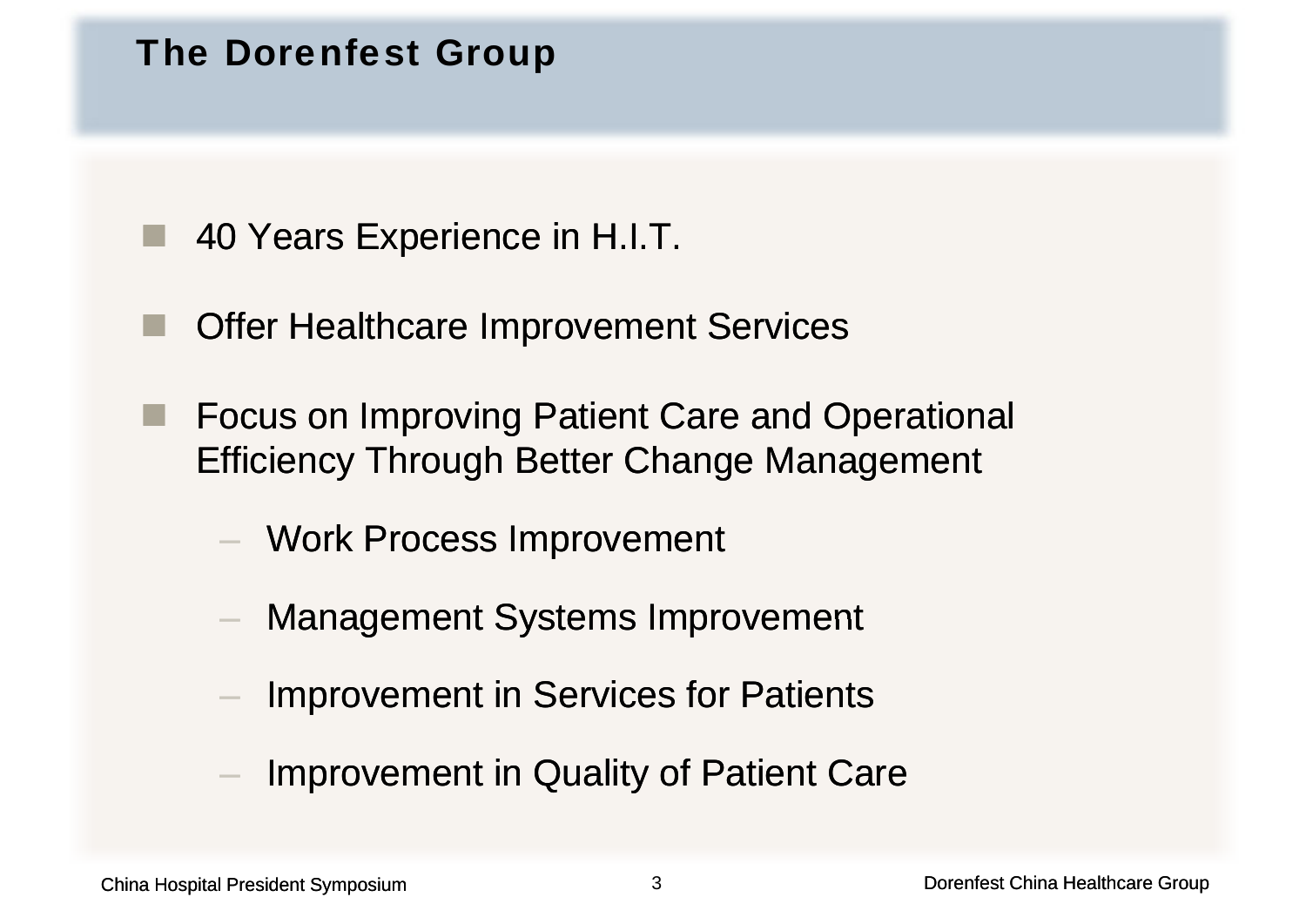# The Dorenfest Group

- 40 Years Experience in H.I.T.
- Offer Healthcare Improvement Services
- Focus on Improving Patient Care and Operational Efficiency Through Better Change Management
  - Work Process Improvement
  - Management Systems Improvement
  - Improvement in Services for Patients
  - Improvement in Quality of Patient Care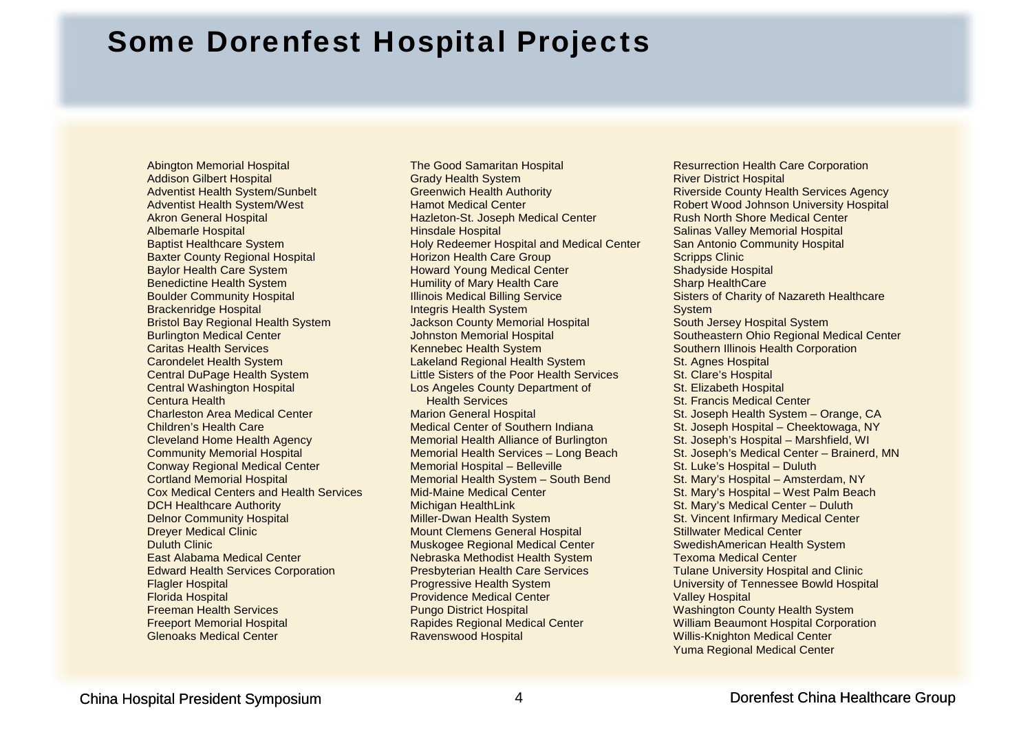# Some Dorenfest Hospital Projects

- Abington Memorial Hospital
- Addison Gilbert Hospital
- Adventist Health System/Sunbelt
- Adventist Health System/West
- Akron General Hospital
- Albemarle Hospital
- Baptist Healthcare System
- Baxter County Regional Hospital
- Baylor Health Care System
- Benedictine Health System
- Boulder Community Hospital
- Brackenridge Hospital
- Bristol Bay Regional Health System
- Burlington Medical Center
- Caritas Health Services
- Carondelet Health System
- Central DuPage Health System
- Central Washington Hospital
- Centura Health
- Charleston Area Medical Center
- Children's Health Care
- Cleveland Home Health Agency
- Community Memorial Hospital
- Conway Regional Medical Center
- Cortland Memorial Hospital
- Cox Medical Centers and Health Services
- DCH Healthcare Authority
- Delnor Community Hospital
- Dreyer Medical Clinic
- Duluth Clinic
- East Alabama Medical Center
- Edward Health Services Corporation
- Flagler Hospital
- Florida Hospital
- Freeman Health Services
- Freeport Memorial Hospital
- Glenoaks Medical Center
- The Good Samaritan Hospital
- Grady Health System
- Greenwich Health Authority
- Hamot Medical Center
- Hazleton-St. Joseph Medical Center
- Hinsdale Hospital
- Holy Redeemer Hospital and Medical Center
- Horizon Health Care Group
- Howard Young Medical Center
- Humility of Mary Health Care
- Illinois Medical Billing Service
- Integris Health System
- Jackson County Memorial Hospital
- Johnston Memorial Hospital
- Kennebec Health System
- Lakeland Regional Health System
- Little Sisters of the Poor Health Services
- Los Angeles County Department of Health Services
- Marion General Hospital
- Medical Center of Southern Indiana
- Memorial Health Alliance of Burlington
- Memorial Health Services – Long Beach
- Memorial Hospital – Belleville
- Memorial Health System – South Bend
- Mid-Maine Medical Center
- Michigan HealthLink
- Miller-Dwan Health System
- Mount Clemens General Hospital
- Muskogee Regional Medical Center
- Nebraska Methodist Health System
- Presbyterian Health Care Services
- Progressive Health System
- Providence Medical Center
- Pungo District Hospital
- Rapides Regional Medical Center
- Ravenswood Hospital
- Resurrection Health Care Corporation
- River District Hospital
- Riverside County Health Services Agency
- Robert Wood Johnson University Hospital
- Rush North Shore Medical Center
- Salinas Valley Memorial Hospital
- San Antonio Community Hospital
- Scripps Clinic
- Shadyside Hospital
- Sharp HealthCare
- Sisters of Charity of Nazareth Healthcare System
- South Jersey Hospital System
- Southeastern Ohio Regional Medical Center
- Southern Illinois Health Corporation
- St. Agnes Hospital
- St. Clare's Hospital
- St. Elizabeth Hospital
- St. Francis Medical Center
- St. Joseph Health System – Orange, CA
- St. Joseph Hospital – Cheektowaga, NY
- St. Joseph's Hospital – Marshfield, WI
- St. Joseph's Medical Center – Brainerd, MN
- St. Luke's Hospital – Duluth
- St. Mary's Hospital – Amsterdam, NY
- St. Mary's Hospital – West Palm Beach
- St. Mary's Medical Center – Duluth
- St. Vincent Infirmary Medical Center
- Stillwater Medical Center
- SwedishAmerican Health System
- Texoma Medical Center
- Tulane University Hospital and Clinic
- University of Tennessee Bowld Hospital
- Valley Hospital
- Washington County Health System
- William Beaumont Hospital Corporation
- Willis-Knighton Medical Center
- Yuma Regional Medical Center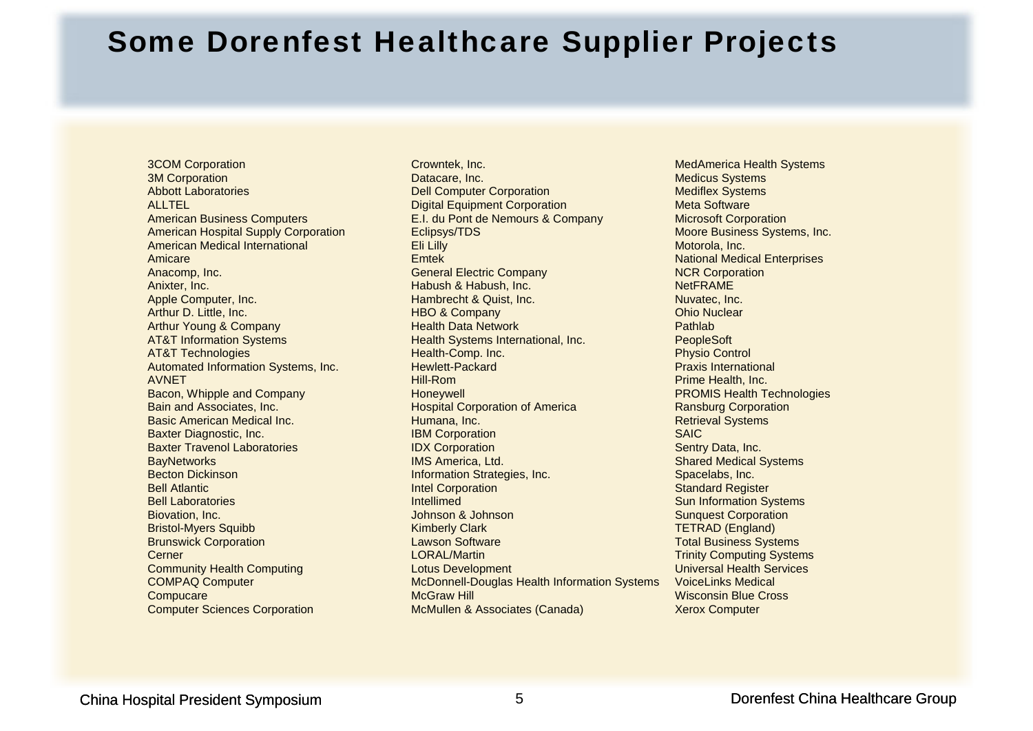# Some Dorenfest Healthcare Supplier Projects

- 3COM Corporation
- 3M Corporation
- Abbott Laboratories
- ALLTEL
- American Business Computers
- American Hospital Supply Corporation
- American Medical International
- Amicare
- Anacomp, Inc.
- Anixter, Inc.
- Apple Computer, Inc.
- Arthur D. Little, Inc.
- Arthur Young & Company
- AT&T Information Systems
- AT&T Technologies
- Automated Information Systems, Inc.
- AVNET
- Bacon, Whipple and Company
- Bain and Associates, Inc.
- Basic American Medical Inc.
- Baxter Diagnostic, Inc.
- Baxter Travenol Laboratories
- BayNetworks
- Becton Dickinson
- Bell Atlantic
- Bell Laboratories
- Biovation, Inc.
- Bristol-Myers Squibb
- Brunswick Corporation
- Cerner
- Community Health Computing
- COMPAQ Computer
- Compucare
- Computer Sciences Corporation
- Crowntek, Inc.
- Datacare, Inc.
- Dell Computer Corporation
- Digital Equipment Corporation
- E.I. du Pont de Nemours & Company
- Eclipsys/TDS
- Eli Lilly
- Emtek
- General Electric Company
- Habush & Habush, Inc.
- Hambrecht & Quist, Inc.
- HBO & Company
- Health Data Network
- Health Systems International, Inc.
- Health-Comp. Inc.
- Hewlett-Packard
- Hill-Rom
- Honeywell
- Hospital Corporation of America
- Humana, Inc.
- IBM Corporation
- IDX Corporation
- IMS America, Ltd.
- Information Strategies, Inc.
- Intel Corporation
- Intellimed
- Johnson & Johnson
- Kimberly Clark
- Lawson Software
- LORAL/Martin
- Lotus Development
- McDonnell-Douglas Health Information Systems
- McGraw Hill
- McMullen & Associates (Canada)
- MedAmerica Health Systems
- Medicus Systems
- Mediflex Systems
- Meta Software
- Microsoft Corporation
- Moore Business Systems, Inc.
- Motorola, Inc.
- National Medical Enterprises
- NCR Corporation
- NetFRAME
- Nuvatec, Inc.
- Ohio Nuclear
- Pathlab
- PeopleSoft
- Physio Control
- Praxis International
- Prime Health, Inc.
- PROMIS Health Technologies
- Ransburg Corporation
- Retrieval Systems
- SAIC
- Sentry Data, Inc.
- Shared Medical Systems
- Spacelabs, Inc.
- Standard Register
- Sun Information Systems
- Sunquest Corporation
- TETRAD (England)
- Total Business Systems
- Trinity Computing Systems
- Universal Health Services
- VoiceLinks Medical
- Wisconsin Blue Cross
- Xerox Computer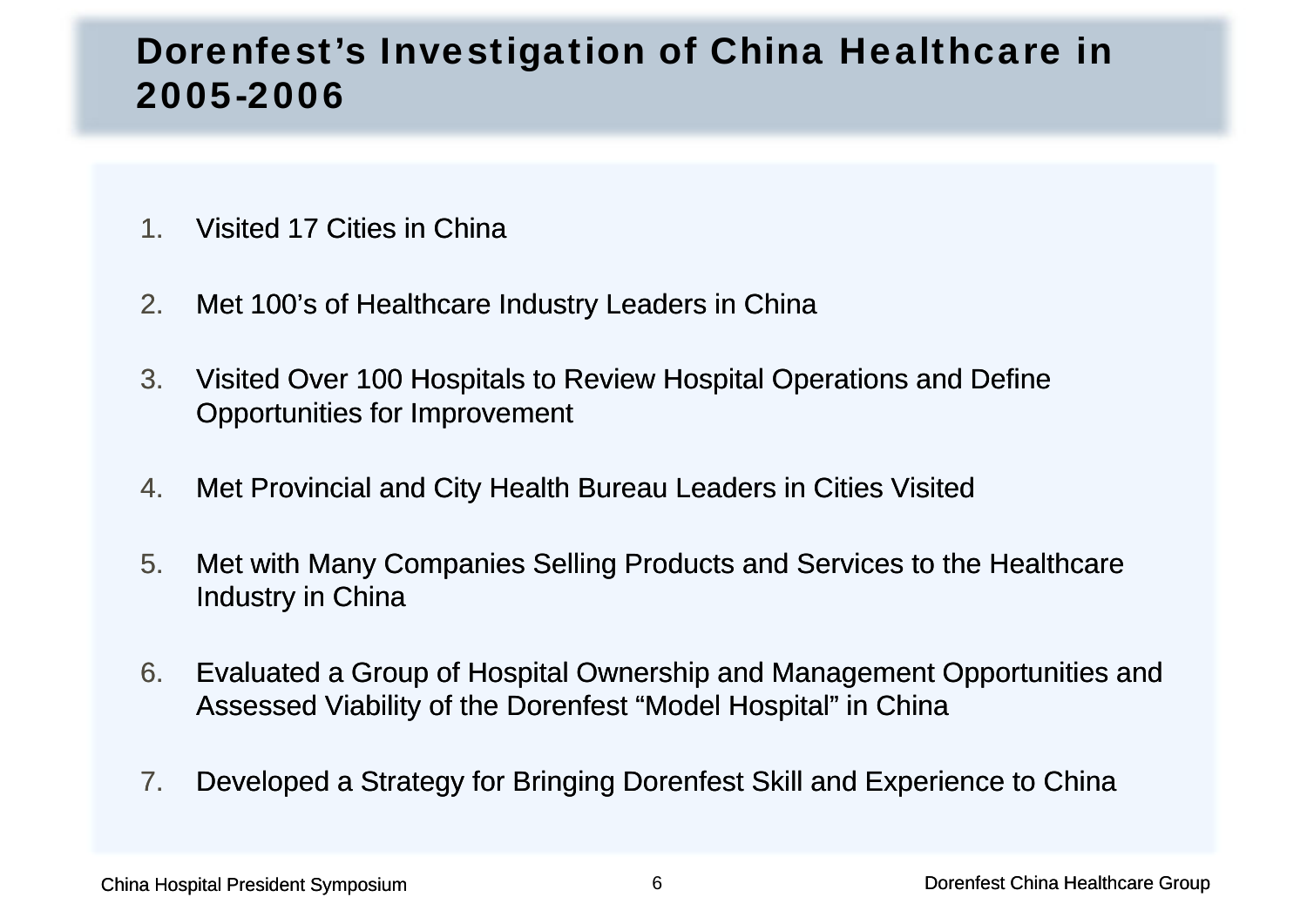# Dorenfest's Investigation of China Healthcare in 2005-2006

1. Visited 17 Cities in China
2. Met 100's of Healthcare Industry Leaders in China
3. Visited Over 100 Hospitals to Review Hospital Operations and Define Opportunities for Improvement
4. Met Provincial and City Health Bureau Leaders in Cities Visited
5. Met with Many Companies Selling Products and Services to the Healthcare Industry in China
6. Evaluated a Group of Hospital Ownership and Management Opportunities and Assessed Viability of the Dorenfest "Model Hospital" in China
7. Developed a Strategy for Bringing Dorenfest Skill and Experience to China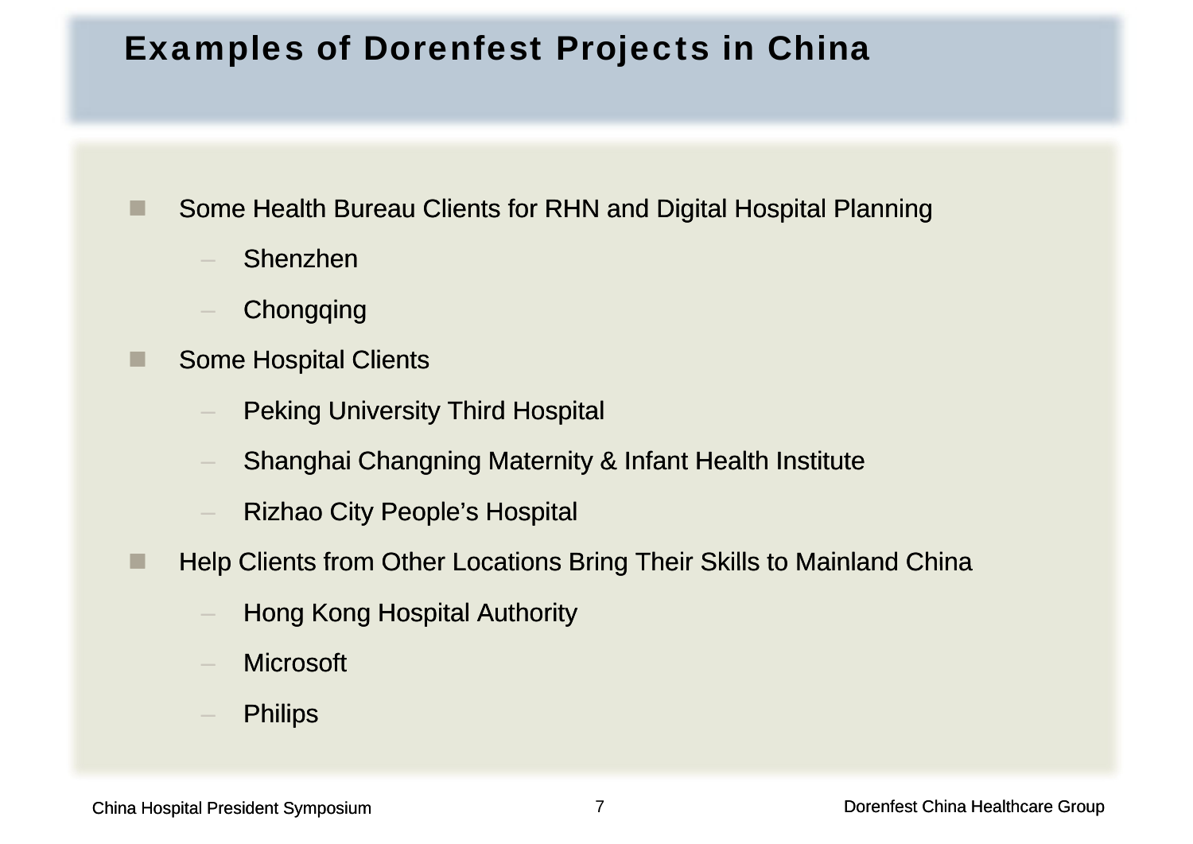# Examples of Dorenfest Projects in China

- Some Health Bureau Clients for RHN and Digital Hospital Planning
  - Shenzhen
  - Chongqing
- Some Hospital Clients
  - Peking University Third Hospital
  - Shanghai Changning Maternity & Infant Health Institute
  - Rizhao City People's Hospital
- Help Clients from Other Locations Bring Their Skills to Mainland China
  - Hong Kong Hospital Authority
  - Microsoft
  - Philips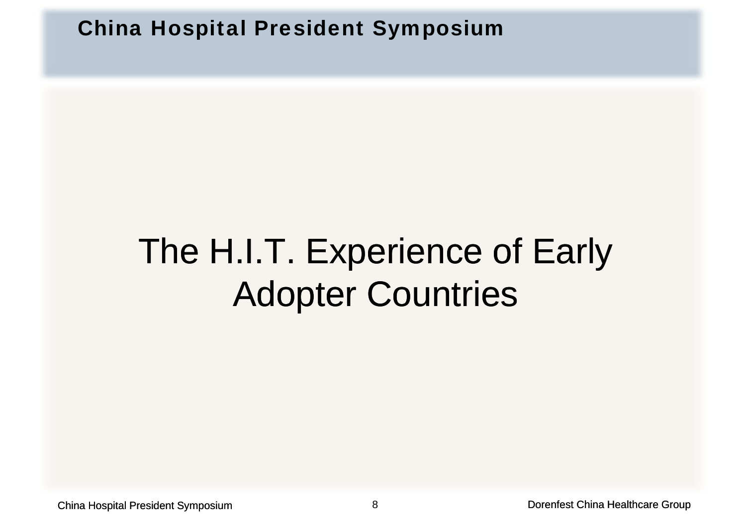# The H.I.T. Experience of Early Adopter Countries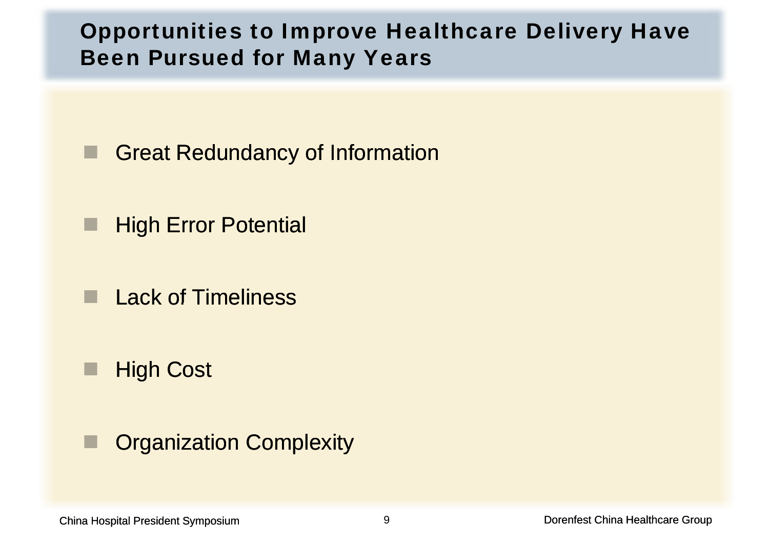# Opportunities to Improve Healthcare Delivery Have Been Pursued for Many Years

- Great Redundancy of Information
- High Error Potential
- Lack of Timeliness
- High Cost
- Organization Complexity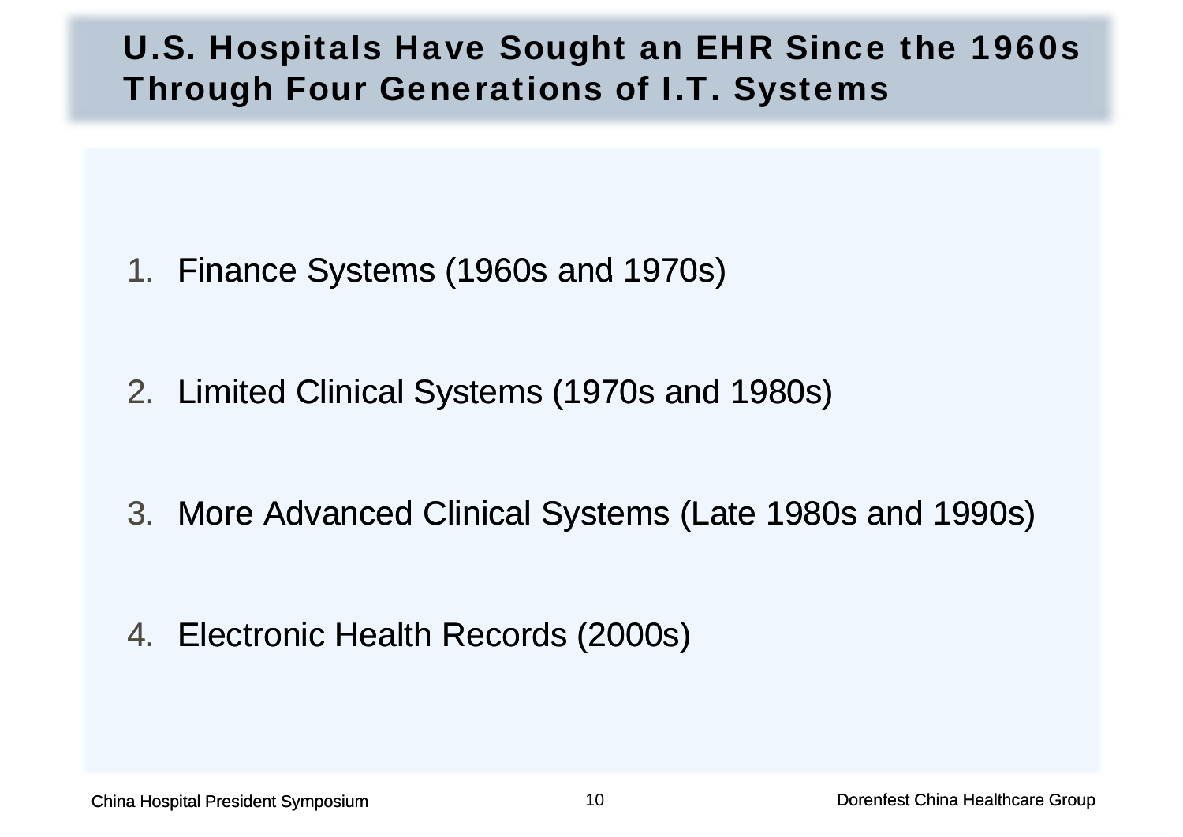# U.S. Hospitals Have Sought an EHR Since the 1960s Through Four Generations of I.T. Systems

1. Finance Systems (1960s and 1970s)
2. Limited Clinical Systems (1970s and 1980s)
3. More Advanced Clinical Systems (Late 1980s and 1990s)
4. Electronic Health Records (2000s)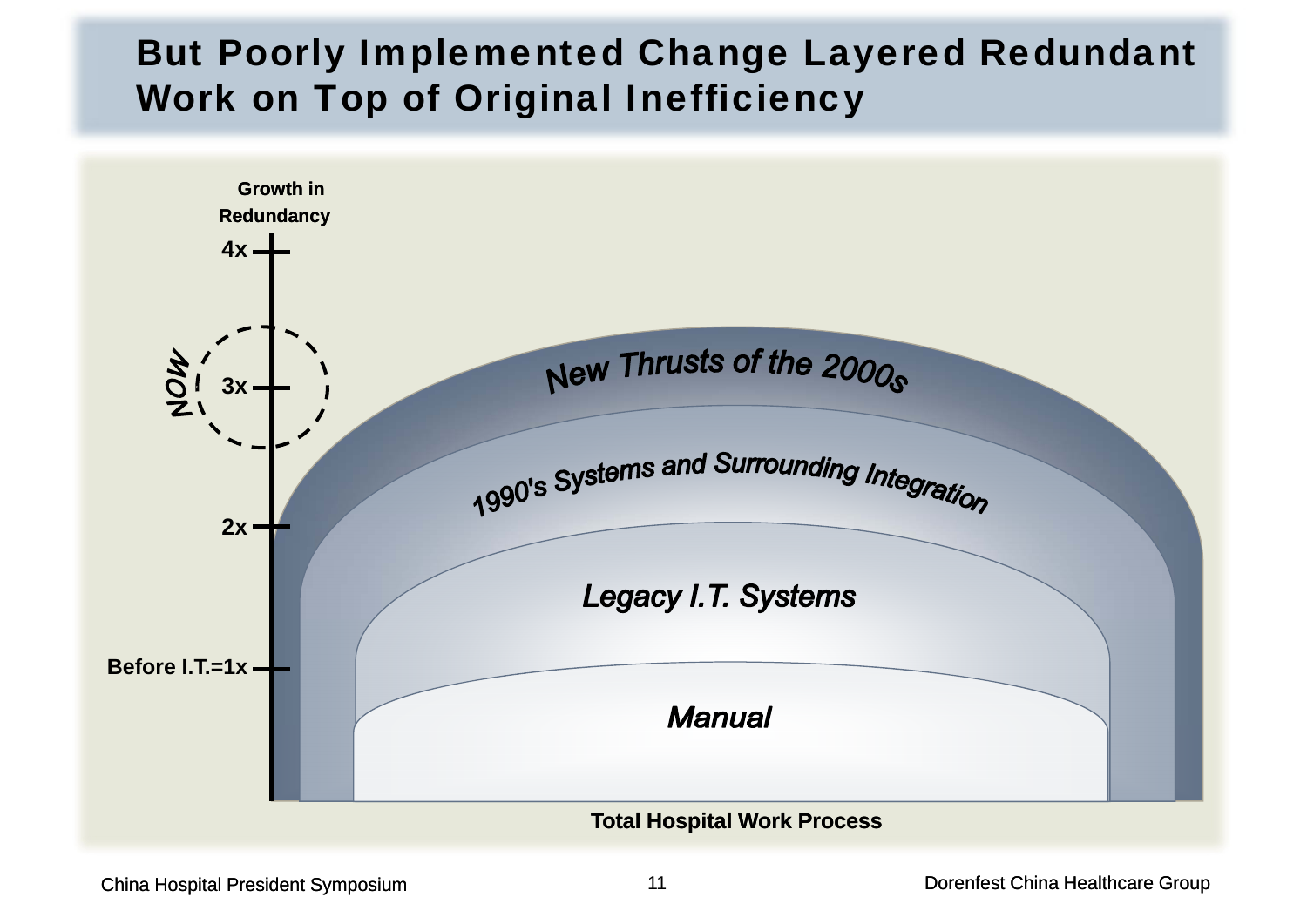# But Poorly Implemented Change Layered Redundant Work on Top of Original Inefficiency

Growth in Redundancy

4x

NOW

3x

2x

Before I.T.=1x

New Thrusts of the 2000s

1990's Systems and Surrounding Integration

Legacy I.T. Systems

Manual

Total Hospital Work Process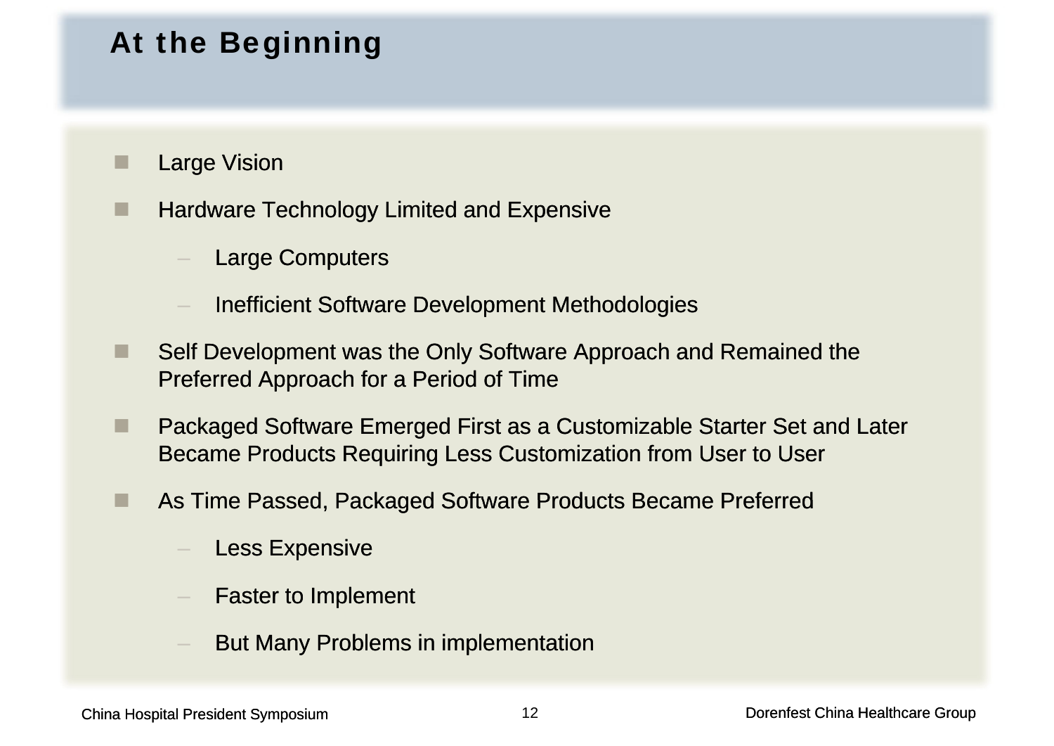# At the Beginning

- Large Vision
- Hardware Technology Limited and Expensive
  - Large Computers
  - Inefficient Software Development Methodologies
- Self Development was the Only Software Approach and Remained the Preferred Approach for a Period of Time
- Packaged Software Emerged First as a Customizable Starter Set and Later Became Products Requiring Less Customization from User to User
- As Time Passed, Packaged Software Products Became Preferred
  - Less Expensive
  - Faster to Implement
  - But Many Problems in implementation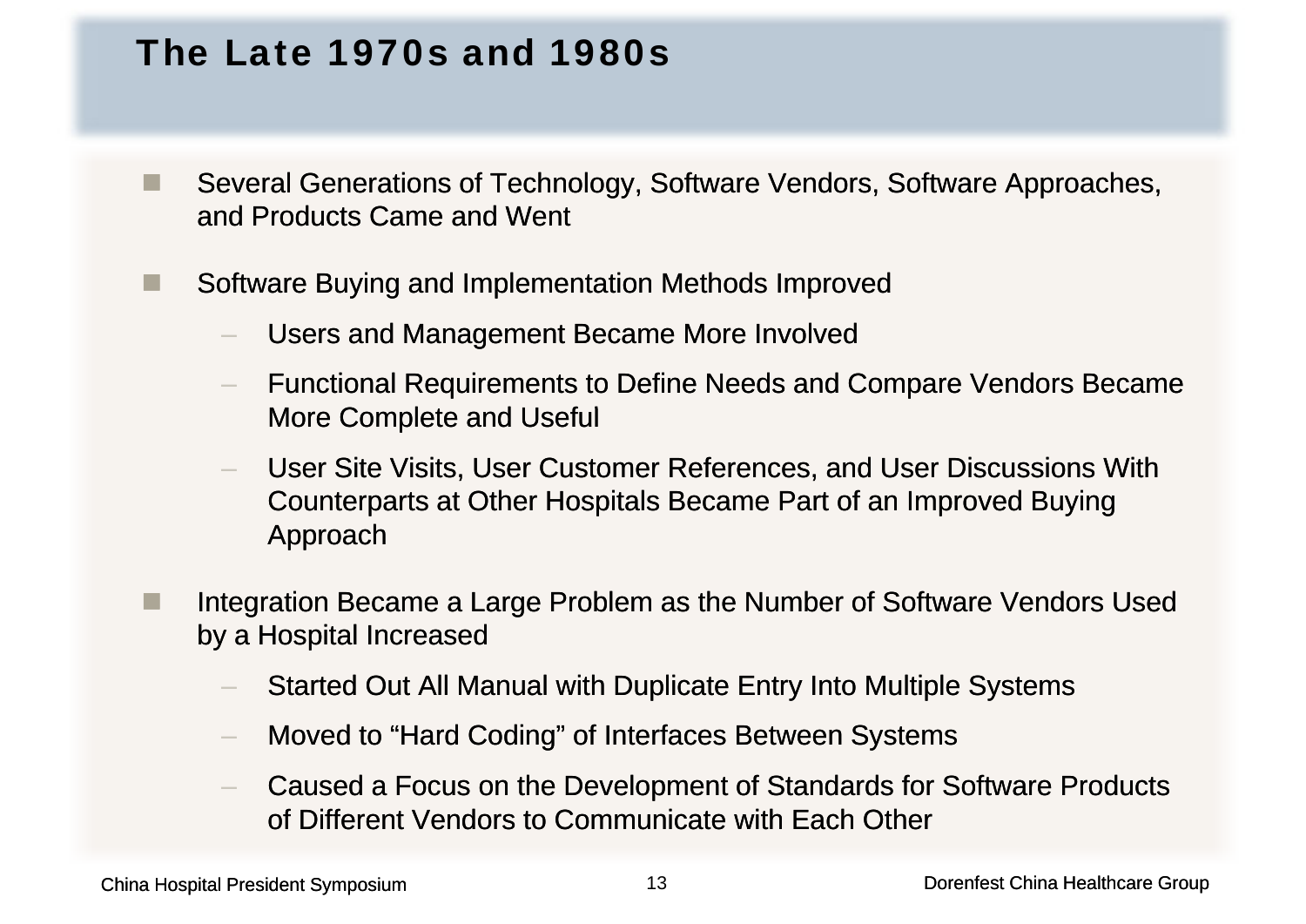# The Late 1970s and 1980s

- Several Generations of Technology, Software Vendors, Software Approaches, and Products Came and Went
- Software Buying and Implementation Methods Improved
  - Users and Management Became More Involved
  - Functional Requirements to Define Needs and Compare Vendors Became More Complete and Useful
  - User Site Visits, User Customer References, and User Discussions With Counterparts at Other Hospitals Became Part of an Improved Buying Approach
- Integration Became a Large Problem as the Number of Software Vendors Used by a Hospital Increased
  - Started Out All Manual with Duplicate Entry Into Multiple Systems
  - Moved to “Hard Coding” of Interfaces Between Systems
  - Caused a Focus on the Development of Standards for Software Products of Different Vendors to Communicate with Each Other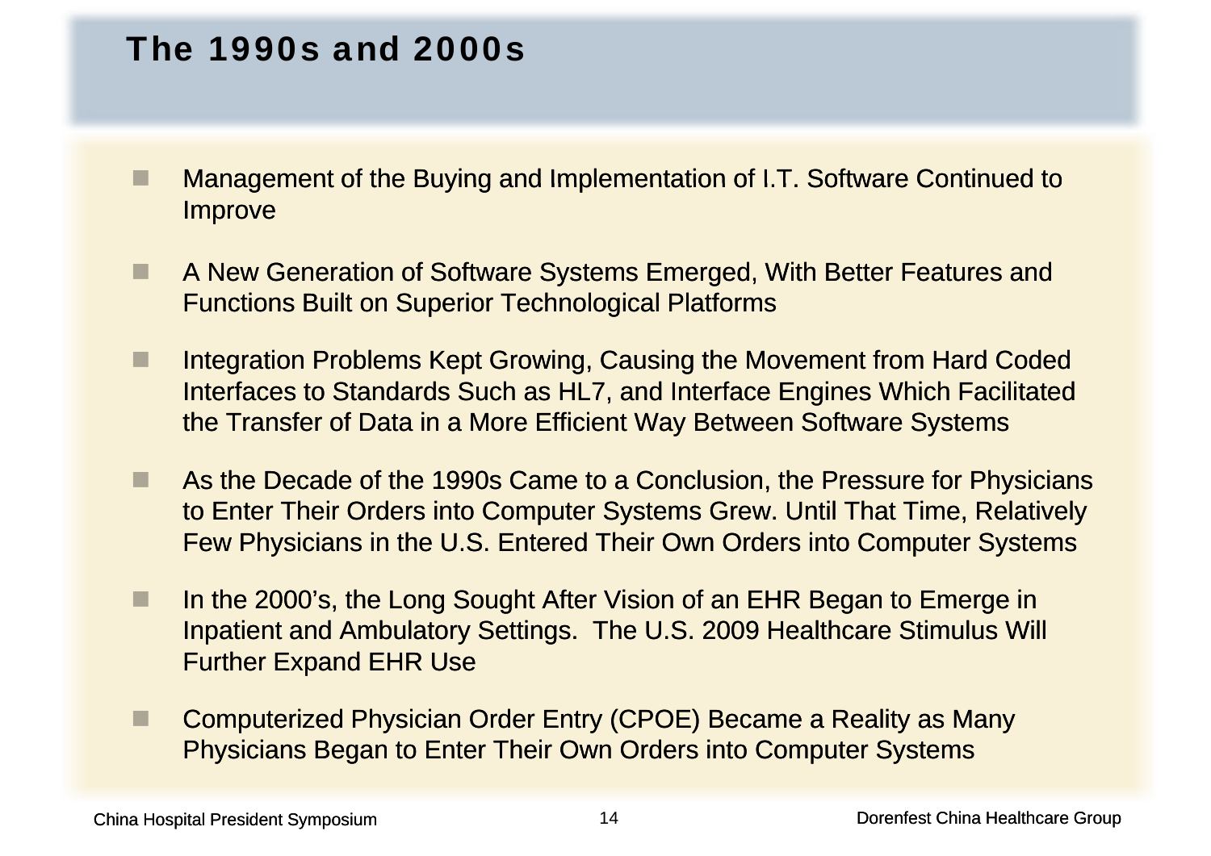# The 1990s and 2000s

- Management of the Buying and Implementation of I.T. Software Continued to Improve
- A New Generation of Software Systems Emerged, With Better Features and Functions Built on Superior Technological Platforms
- Integration Problems Kept Growing, Causing the Movement from Hard Coded Interfaces to Standards Such as HL7, and Interface Engines Which Facilitated the Transfer of Data in a More Efficient Way Between Software Systems
- As the Decade of the 1990s Came to a Conclusion, the Pressure for Physicians to Enter Their Orders into Computer Systems Grew. Until That Time, Relatively Few Physicians in the U.S. Entered Their Own Orders into Computer Systems
- In the 2000's, the Long Sought After Vision of an EHR Began to Emerge in Inpatient and Ambulatory Settings. The U.S. 2009 Healthcare Stimulus Will Further Expand EHR Use
- Computerized Physician Order Entry (CPOE) Became a Reality as Many Physicians Began to Enter Their Own Orders into Computer Systems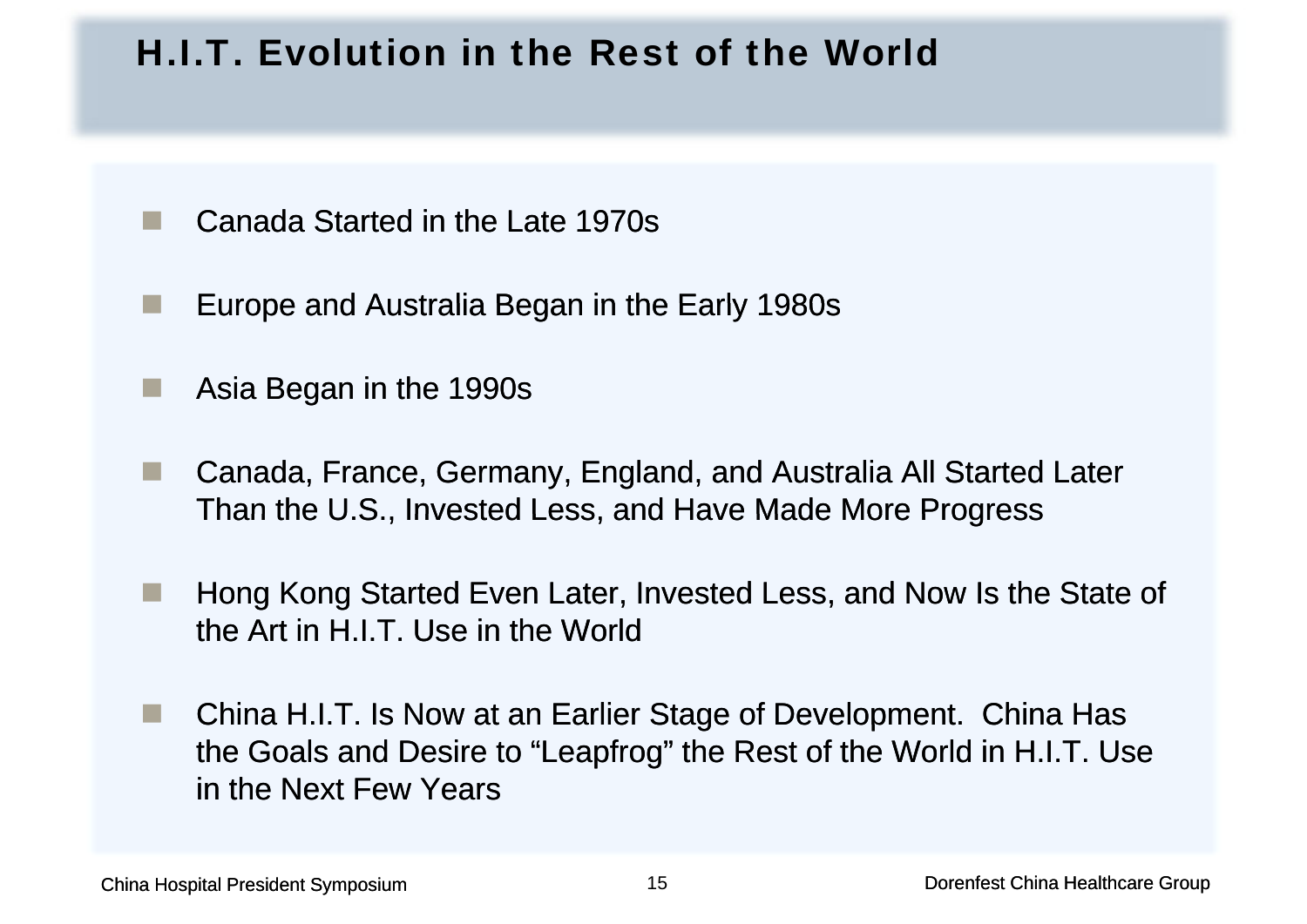# H.I.T. Evolution in the Rest of the World

- Canada Started in the Late 1970s
- Europe and Australia Began in the Early 1980s
- Asia Began in the 1990s
- Canada, France, Germany, England, and Australia All Started Later Than the U.S., Invested Less, and Have Made More Progress
- Hong Kong Started Even Later, Invested Less, and Now Is the State of the Art in H.I.T. Use in the World
- China H.I.T. Is Now at an Earlier Stage of Development. China Has the Goals and Desire to "Leapfrog" the Rest of the World in H.I.T. Use in the Next Few Years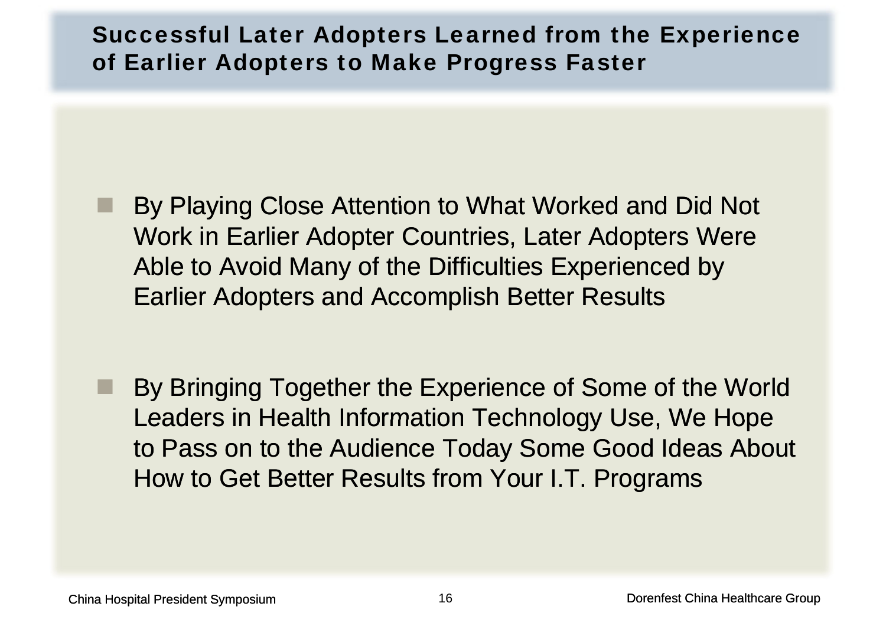## Successful Later Adopters Learned from the Experience of Earlier Adopters to Make Progress Faster

- By Playing Close Attention to What Worked and Did Not Work in Earlier Adopter Countries, Later Adopters Were Able to Avoid Many of the Difficulties Experienced by Earlier Adopters and Accomplish Better Results

- By Bringing Together the Experience of Some of the World Leaders in Health Information Technology Use, We Hope to Pass on to the Audience Today Some Good Ideas About How to Get Better Results from Your I.T. Programs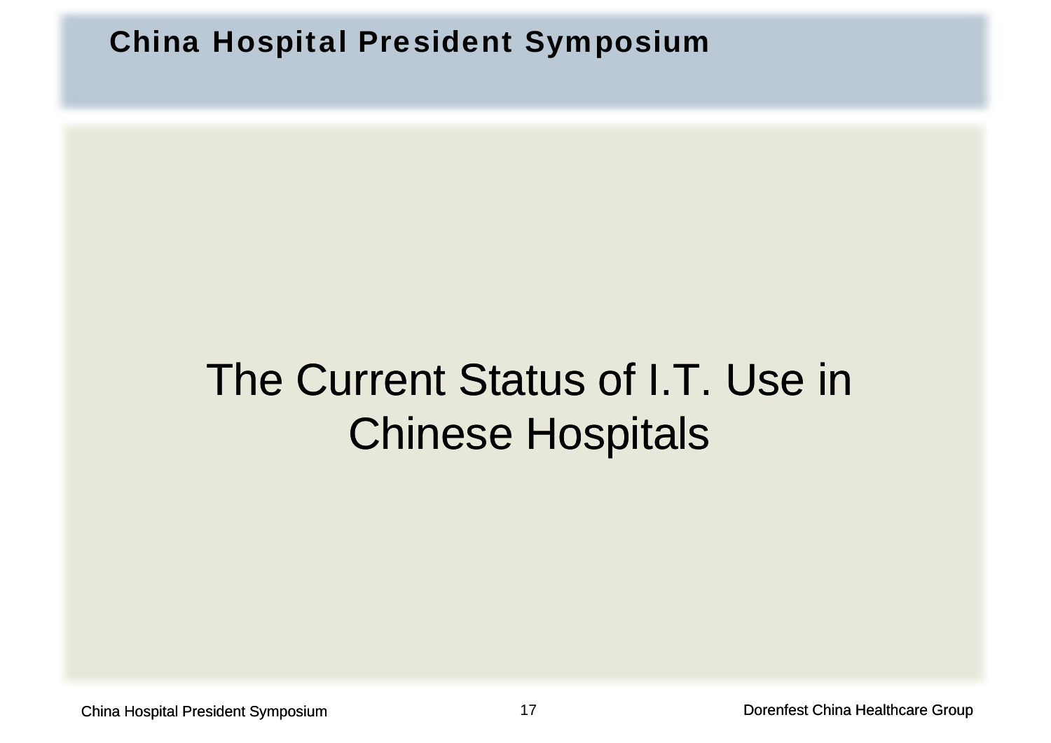# The Current Status of I.T. Use in Chinese Hospitals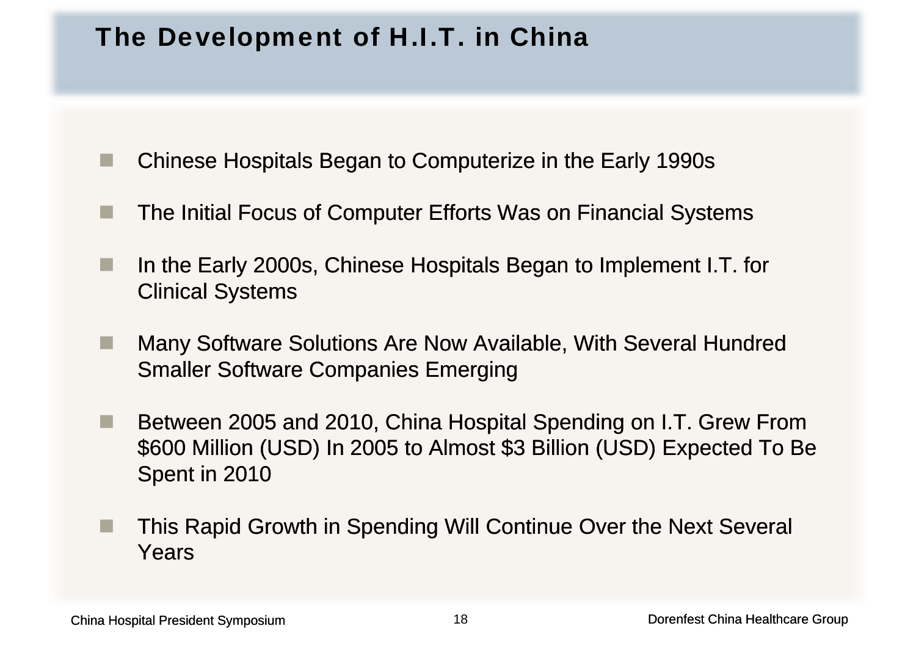# The Development of H.I.T. in China

- Chinese Hospitals Began to Computerize in the Early 1990s
- The Initial Focus of Computer Efforts Was on Financial Systems
- In the Early 2000s, Chinese Hospitals Began to Implement I.T. for Clinical Systems
- Many Software Solutions Are Now Available, With Several Hundred Smaller Software Companies Emerging
- Between 2005 and 2010, China Hospital Spending on I.T. Grew From $600 Million (USD) In 2005 to Almost $3 Billion (USD) Expected To Be Spent in 2010
- This Rapid Growth in Spending Will Continue Over the Next Several Years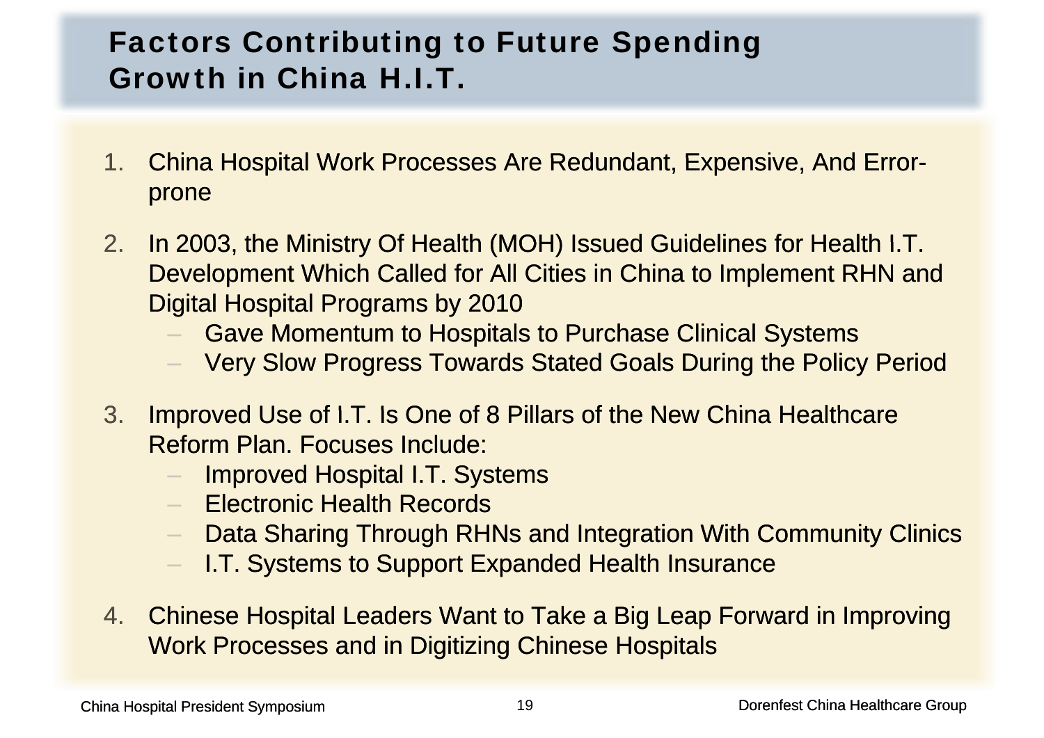# Factors Contributing to Future Spending Growth in China H.I.T.

1. China Hospital Work Processes Are Redundant, Expensive, And Error-prone

2. In 2003, the Ministry Of Health (MOH) Issued Guidelines for Health I.T. Development Which Called for All Cities in China to Implement RHN and Digital Hospital Programs by 2010
   - Gave Momentum to Hospitals to Purchase Clinical Systems
   - Very Slow Progress Towards Stated Goals During the Policy Period

3. Improved Use of I.T. Is One of 8 Pillars of the New China Healthcare Reform Plan. Focuses Include:
   - Improved Hospital I.T. Systems
   - Electronic Health Records
   - Data Sharing Through RHNs and Integration With Community Clinics
   - I.T. Systems to Support Expanded Health Insurance

4. Chinese Hospital Leaders Want to Take a Big Leap Forward in Improving Work Processes and in Digitizing Chinese Hospitals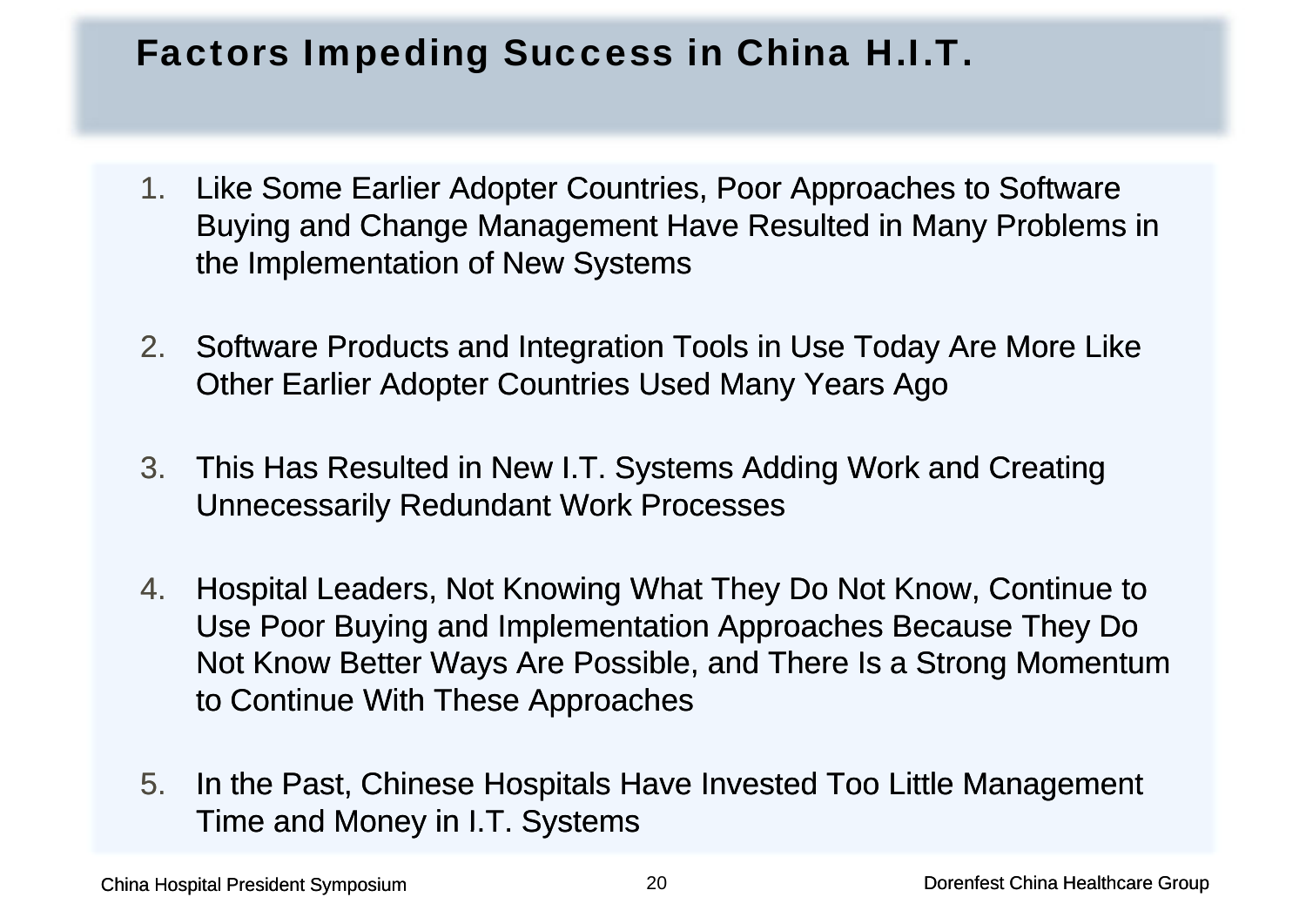# Factors Impeding Success in China H.I.T.

1. Like Some Earlier Adopter Countries, Poor Approaches to Software Buying and Change Management Have Resulted in Many Problems in the Implementation of New Systems

2. Software Products and Integration Tools in Use Today Are More Like Other Earlier Adopter Countries Used Many Years Ago

3. This Has Resulted in New I.T. Systems Adding Work and Creating Unnecessarily Redundant Work Processes

4. Hospital Leaders, Not Knowing What They Do Not Know, Continue to Use Poor Buying and Implementation Approaches Because They Do Not Know Better Ways Are Possible, and There Is a Strong Momentum to Continue With These Approaches

5. In the Past, Chinese Hospitals Have Invested Too Little Management Time and Money in I.T. Systems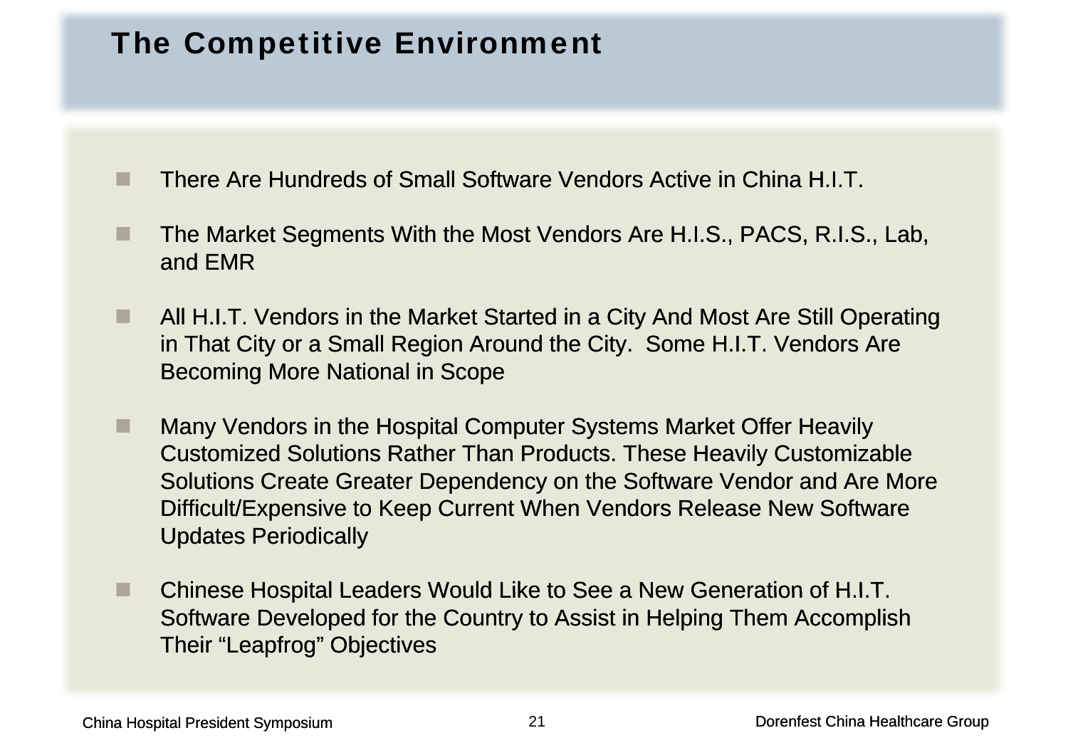# The Competitive Environment

- There Are Hundreds of Small Software Vendors Active in China H.I.T.
- The Market Segments With the Most Vendors Are H.I.S., PACS, R.I.S., Lab, and EMR
- All H.I.T. Vendors in the Market Started in a City And Most Are Still Operating in That City or a Small Region Around the City. Some H.I.T. Vendors Are Becoming More National in Scope
- Many Vendors in the Hospital Computer Systems Market Offer Heavily Customized Solutions Rather Than Products. These Heavily Customizable Solutions Create Greater Dependency on the Software Vendor and Are More Difficult/Expensive to Keep Current When Vendors Release New Software Updates Periodically
- Chinese Hospital Leaders Would Like to See a New Generation of H.I.T. Software Developed for the Country to Assist in Helping Them Accomplish Their “Leapfrog” Objectives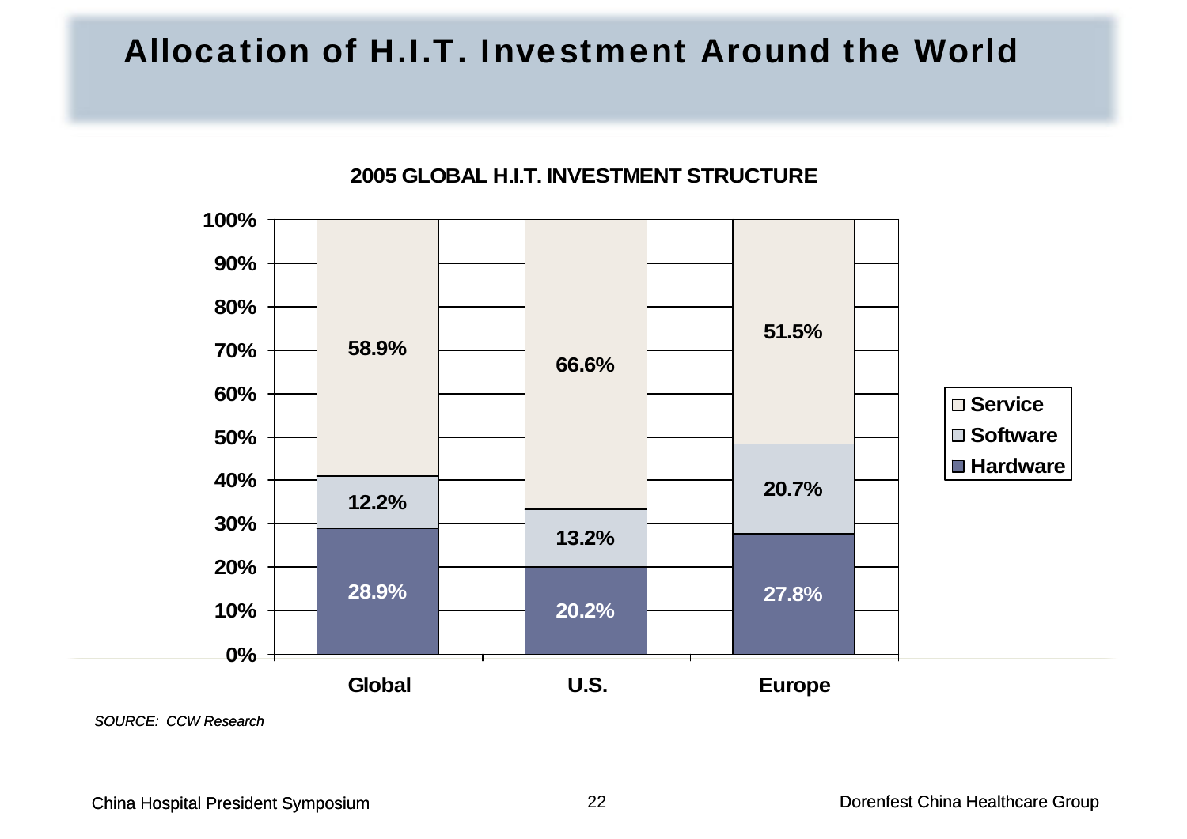# Allocation of H.I.T. Investment Around the World

**2005 GLOBAL H.I.T. INVESTMENT STRUCTURE**

| | Global | U.S. | Europe |
|---|---|---|---|
| Service | 58.9% | 66.6% | 51.5% |
| Software | 12.2% | 13.2% | 20.7% |
| Hardware | 28.9% | 20.2% | 27.8% |

*SOURCE: CCW Research*

China Hospital President Symposium — Dorenfest China Healthcare Group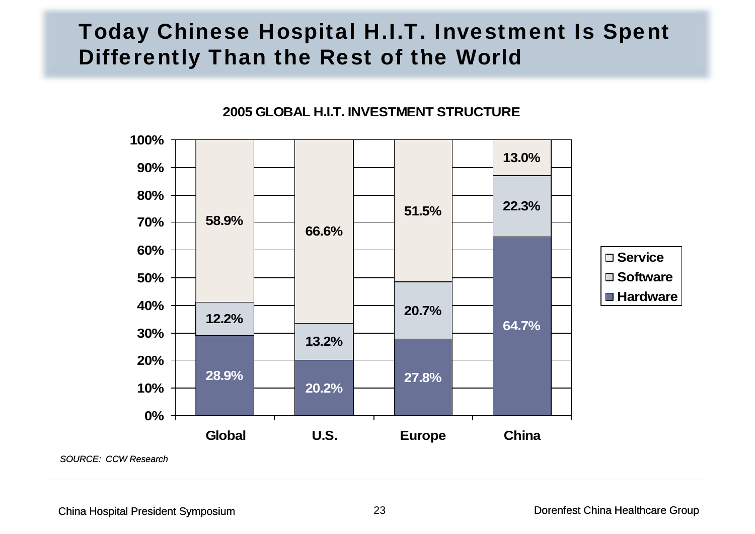# Today Chinese Hospital H.I.T. Investment Is Spent Differently Than the Rest of the World

**2005 GLOBAL H.I.T. INVESTMENT STRUCTURE**

| | Global | U.S. | Europe | China |
|---|---|---|---|---|
| Service | 58.9% | 66.6% | 51.5% | 13.0% |
| Software | 12.2% | 13.2% | 20.7% | 22.3% |
| Hardware | 28.9% | 20.2% | 27.8% | 64.7% |

*SOURCE: CCW Research*

China Hospital President Symposium

Dorenfest China Healthcare Group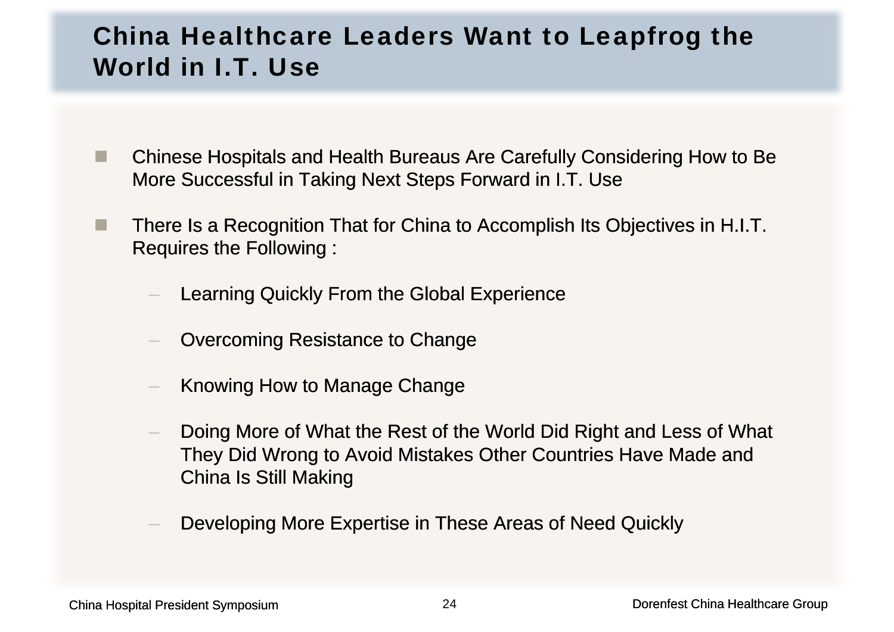# China Healthcare Leaders Want to Leapfrog the World in I.T. Use

- Chinese Hospitals and Health Bureaus Are Carefully Considering How to Be More Successful in Taking Next Steps Forward in I.T. Use

- There Is a Recognition That for China to Accomplish Its Objectives in H.I.T. Requires the Following :

  - Learning Quickly From the Global Experience

  - Overcoming Resistance to Change

  - Knowing How to Manage Change

  - Doing More of What the Rest of the World Did Right and Less of What They Did Wrong to Avoid Mistakes Other Countries Have Made and China Is Still Making

  - Developing More Expertise in These Areas of Need Quickly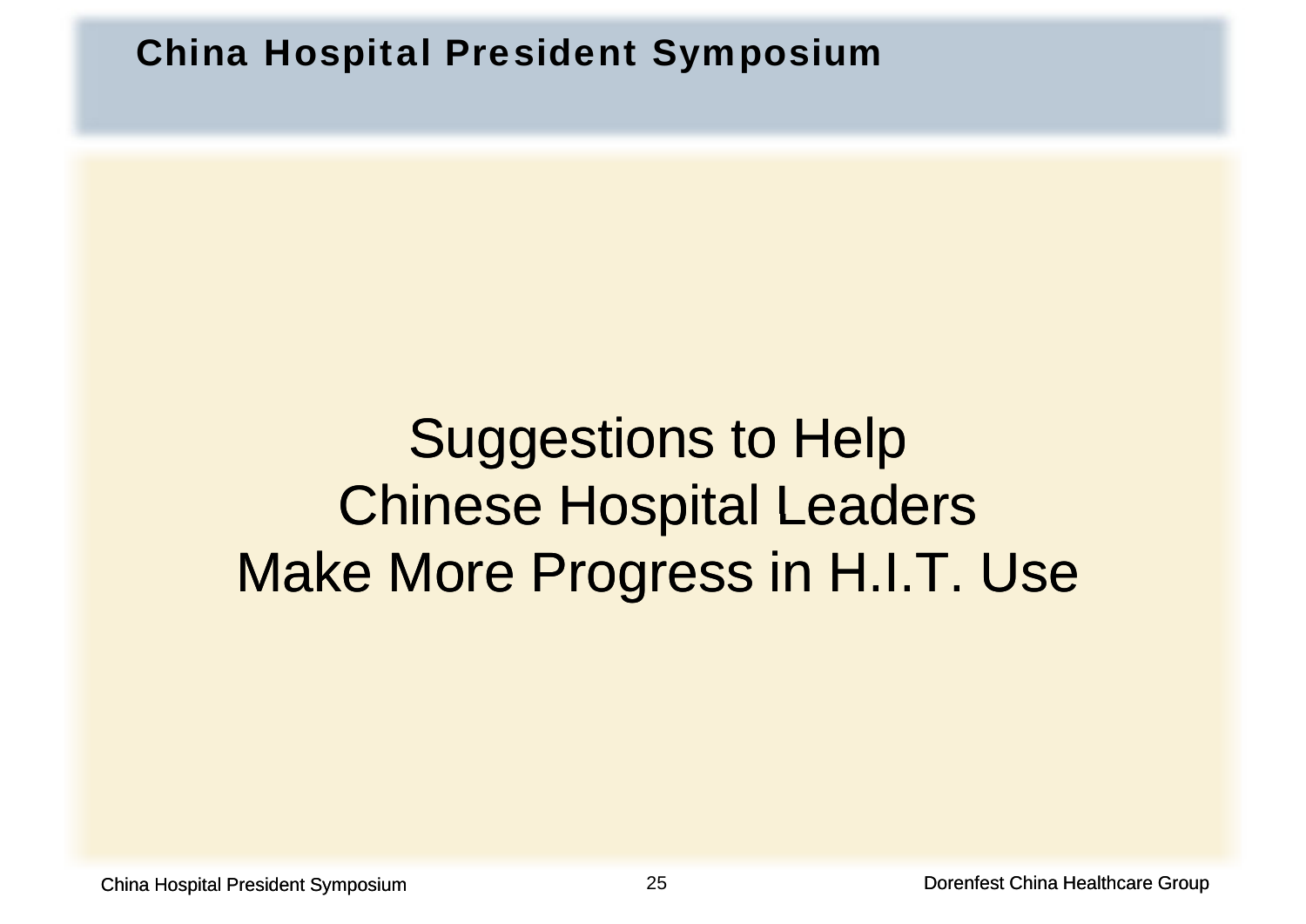# Suggestions to Help Chinese Hospital Leaders Make More Progress in H.I.T. Use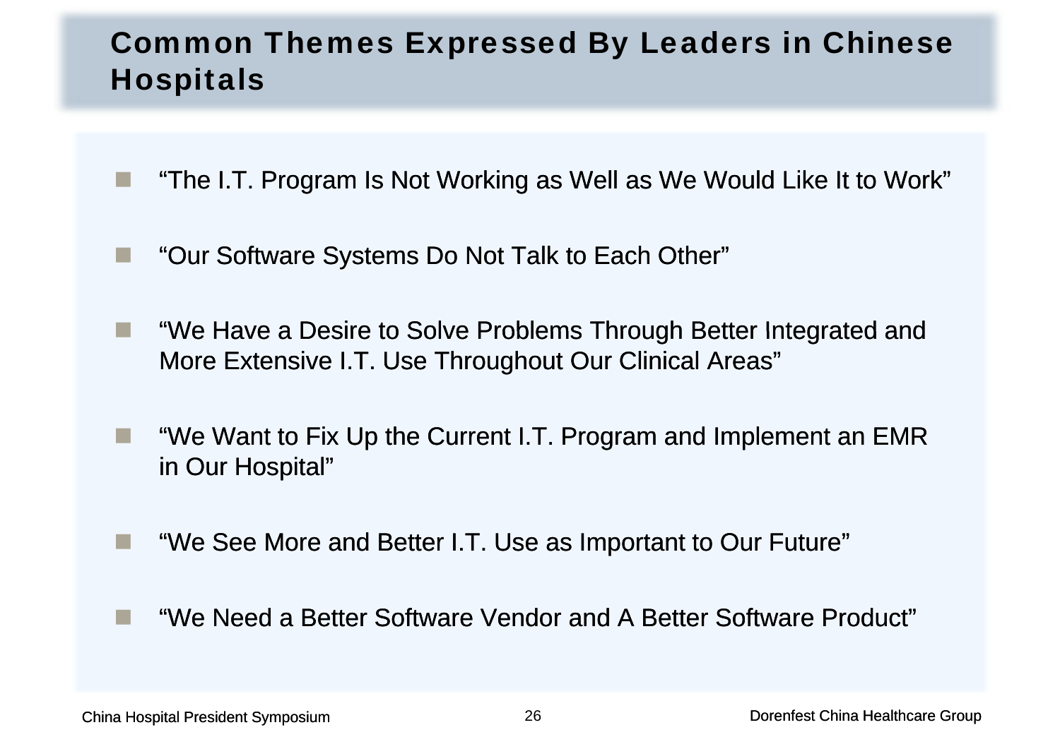# Common Themes Expressed By Leaders in Chinese Hospitals

- “The I.T. Program Is Not Working as Well as We Would Like It to Work”
- “Our Software Systems Do Not Talk to Each Other”
- “We Have a Desire to Solve Problems Through Better Integrated and More Extensive I.T. Use Throughout Our Clinical Areas”
- “We Want to Fix Up the Current I.T. Program and Implement an EMR in Our Hospital”
- “We See More and Better I.T. Use as Important to Our Future”
- “We Need a Better Software Vendor and A Better Software Product”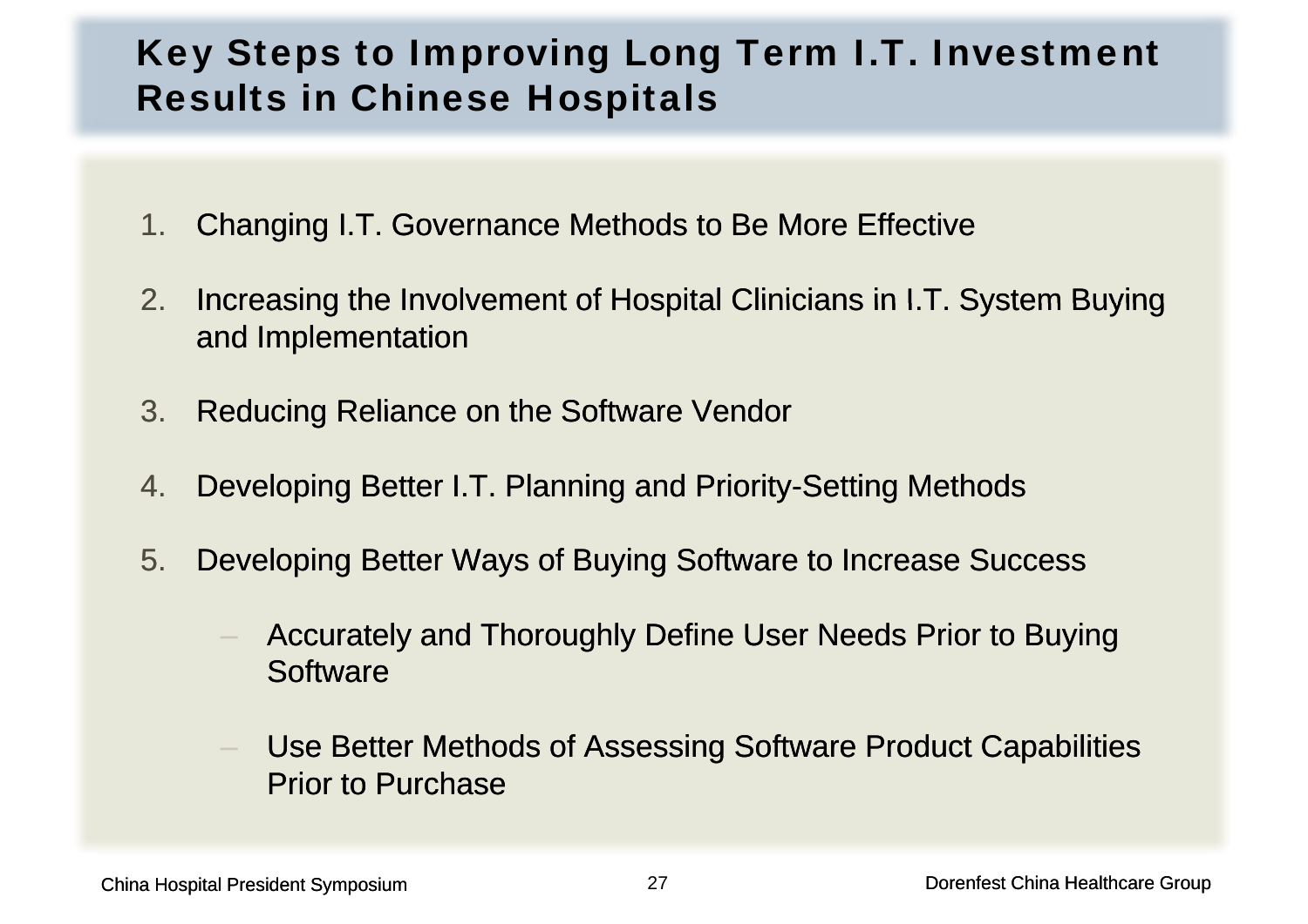# Key Steps to Improving Long Term I.T. Investment Results in Chinese Hospitals

1. Changing I.T. Governance Methods to Be More Effective
2. Increasing the Involvement of Hospital Clinicians in I.T. System Buying and Implementation
3. Reducing Reliance on the Software Vendor
4. Developing Better I.T. Planning and Priority-Setting Methods
5. Developing Better Ways of Buying Software to Increase Success
   - Accurately and Thoroughly Define User Needs Prior to Buying Software
   - Use Better Methods of Assessing Software Product Capabilities Prior to Purchase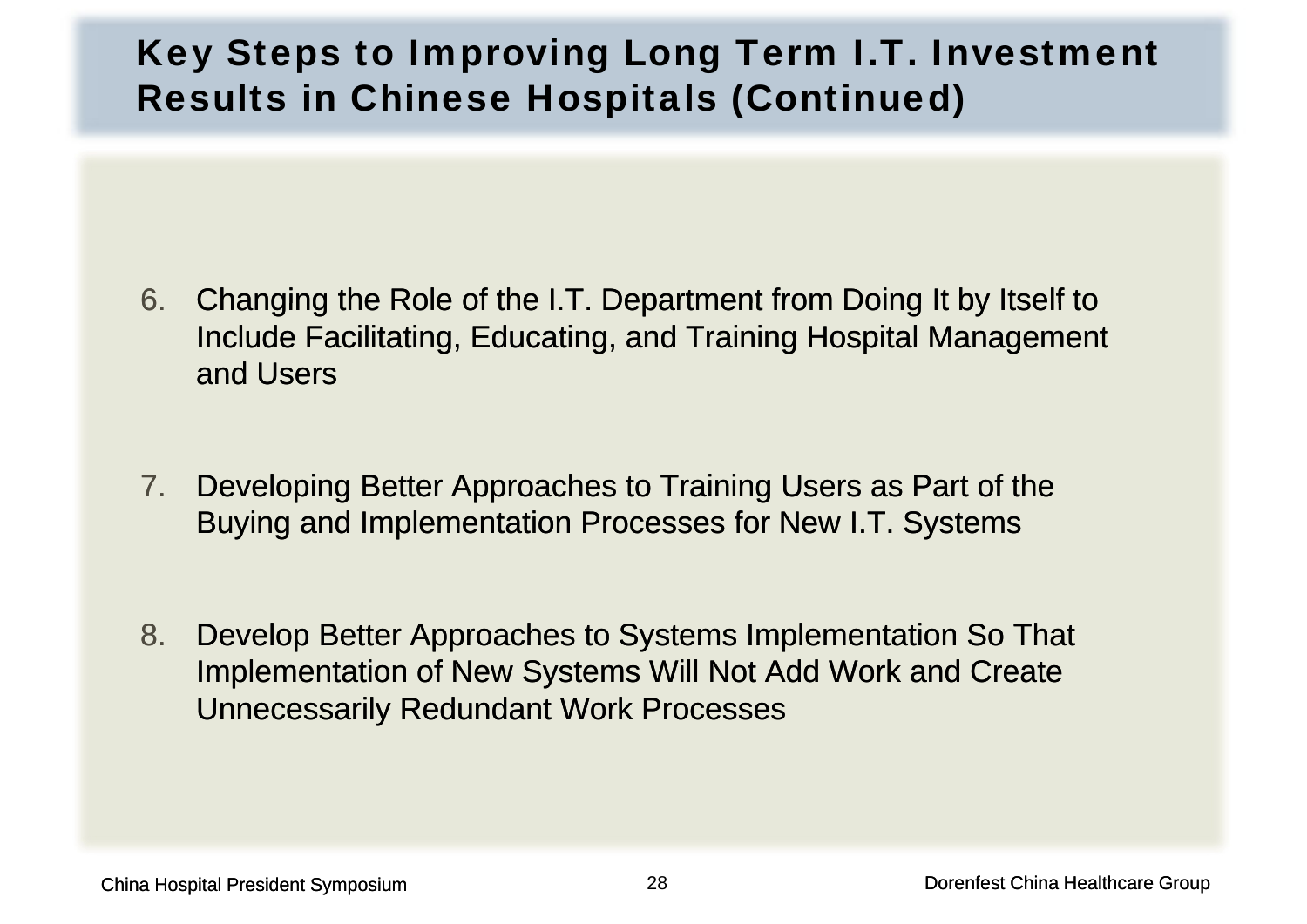# Key Steps to Improving Long Term I.T. Investment Results in Chinese Hospitals (Continued)

6. Changing the Role of the I.T. Department from Doing It by Itself to Include Facilitating, Educating, and Training Hospital Management and Users

7. Developing Better Approaches to Training Users as Part of the Buying and Implementation Processes for New I.T. Systems

8. Develop Better Approaches to Systems Implementation So That Implementation of New Systems Will Not Add Work and Create Unnecessarily Redundant Work Processes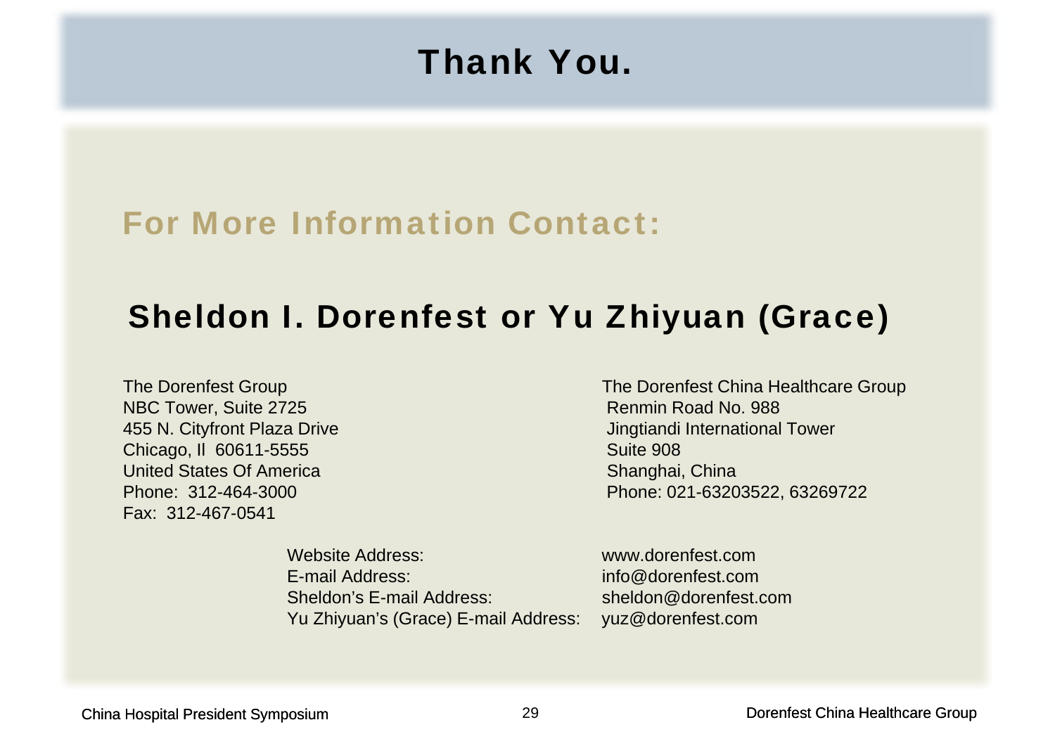# Thank You.

## For More Information Contact:

### Sheldon I. Dorenfest or Yu Zhiyuan (Grace)

The Dorenfest Group
NBC Tower, Suite 2725
455 N. Cityfront Plaza Drive
Chicago, Il 60611-5555
United States Of America
Phone: 312-464-3000
Fax: 312-467-0541

The Dorenfest China Healthcare Group
Renmin Road No. 988
Jingtiandi International Tower
Suite 908
Shanghai, China
Phone: 021-63203522, 63269722

| | |
|---|---|
| Website Address: | www.dorenfest.com |
| E-mail Address: | info@dorenfest.com |
| Sheldon's E-mail Address: | sheldon@dorenfest.com |
| Yu Zhiyuan's (Grace) E-mail Address: | yuz@dorenfest.com |